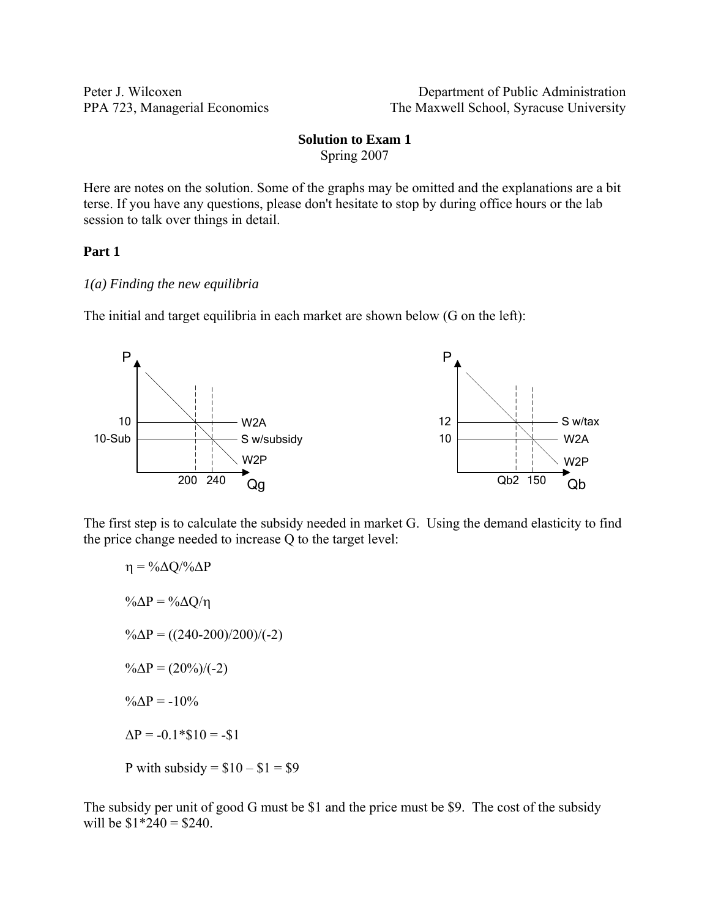Peter J. Wilcoxen
PPA 723, Managerial Economics

Department of Public Administration
The Maxwell School, Syracuse University

**Solution to Exam 1**
Spring 2007

Here are notes on the solution. Some of the graphs may be omitted and the explanations are a bit terse. If you have any questions, please don't hesitate to stop by during office hours or the lab session to talk over things in detail.

**Part 1**

*1(a) Finding the new equilibria*

The initial and target equilibria in each market are shown below (G on the left):

The first step is to calculate the subsidy needed in market G. Using the demand elasticity to find the price change needed to increase Q to the target level:

$\eta = \%\Delta Q/\%\Delta P$

$\%\Delta P = \%\Delta Q/\eta$

$\%\Delta P = ((240\text{-}200)/200)/(-2)$

$\%\Delta P = (20\%)/(-2)$

$\%\Delta P = -10\%$

$\Delta P = -0.1 * \$10 = -\$1$

P with subsidy = \$10 – \$1 = \$9

The subsidy per unit of good G must be \$1 and the price must be \$9. The cost of the subsidy will be \$1*240 = \$240.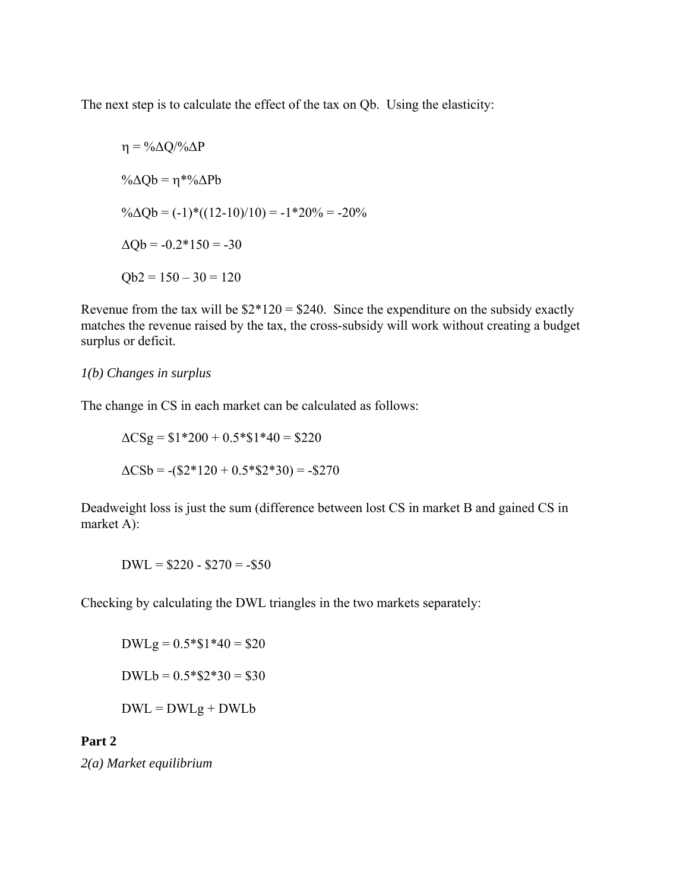The next step is to calculate the effect of the tax on Qb. Using the elasticity:

$$\eta = \%\Delta Q / \%\Delta P$$

$$\%\Delta Qb = \eta * \%\Delta Pb$$

$$\%\Delta Qb = (-1)*((12-10)/10) = -1*20\% = -20\%$$

$$\Delta Qb = -0.2*150 = -30$$

$$Qb2 = 150 - 30 = 120$$

Revenue from the tax will be \$2*120 = \$240. Since the expenditure on the subsidy exactly matches the revenue raised by the tax, the cross-subsidy will work without creating a budget surplus or deficit.

*1(b) Changes in surplus*

The change in CS in each market can be calculated as follows:

$$\Delta CSg = \$1*200 + 0.5*\$1*40 = \$220$$

$$\Delta CSb = -(\$2*120 + 0.5*\$2*30) = -\$270$$

Deadweight loss is just the sum (difference between lost CS in market B and gained CS in market A):

$$DWL = \$220 - \$270 = -\$50$$

Checking by calculating the DWL triangles in the two markets separately:

$$DWLg = 0.5*\$1*40 = \$20$$

$$DWLb = 0.5*\$2*30 = \$30$$

$$DWL = DWLg + DWLb$$

**Part 2**

*2(a) Market equilibrium*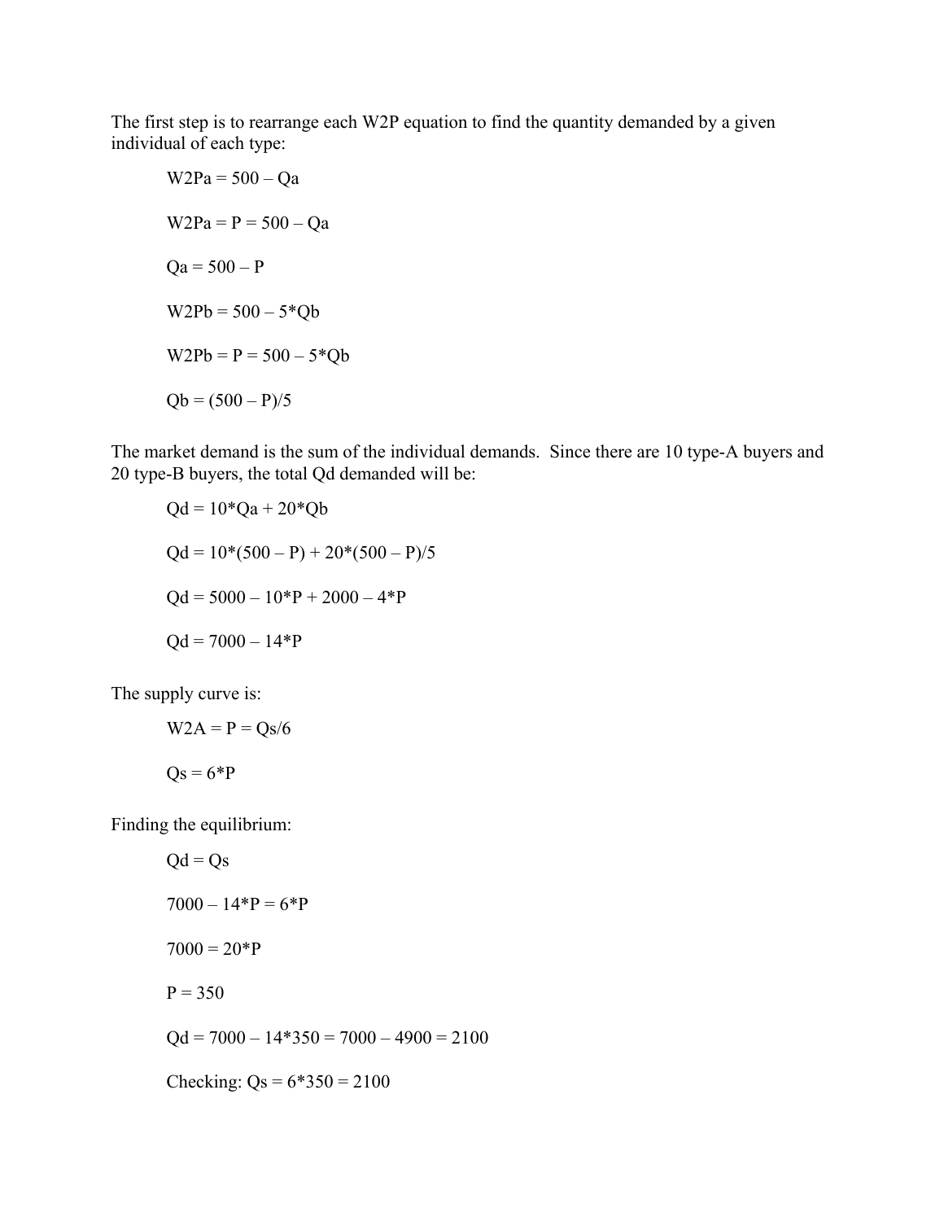The first step is to rearrange each W2P equation to find the quantity demanded by a given individual of each type:

$$W2Pa = 500 – Qa$$

$$W2Pa = P = 500 – Qa$$

$$Qa = 500 – P$$

$$W2Pb = 500 – 5*Qb$$

$$W2Pb = P = 500 – 5*Qb$$

$$Qb = (500 – P)/5$$

The market demand is the sum of the individual demands. Since there are 10 type-A buyers and 20 type-B buyers, the total Qd demanded will be:

$$Qd = 10*Qa + 20*Qb$$

$$Qd = 10*(500 – P) + 20*(500 – P)/5$$

$$Qd = 5000 – 10*P + 2000 – 4*P$$

$$Qd = 7000 – 14*P$$

The supply curve is:

$$W2A = P = Qs/6$$

$$Qs = 6*P$$

Finding the equilibrium:

$$Qd = Qs$$

$$7000 – 14*P = 6*P$$

$$7000 = 20*P$$

$$P = 350$$

$$Qd = 7000 – 14*350 = 7000 – 4900 = 2100$$

Checking: $Qs = 6*350 = 2100$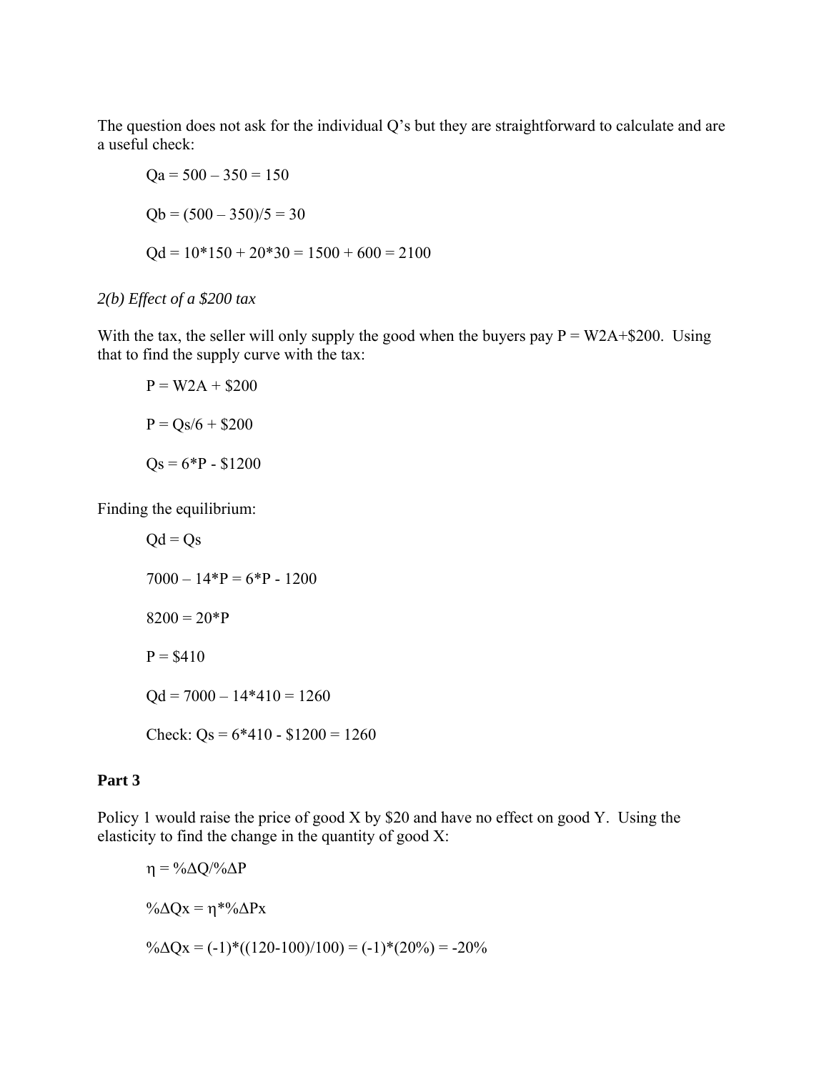The question does not ask for the individual Q's but they are straightforward to calculate and are a useful check:

$$Qa = 500 - 350 = 150$$

$$Qb = (500 - 350)/5 = 30$$

$$Qd = 10*150 + 20*30 = 1500 + 600 = 2100$$

*2(b) Effect of a \$200 tax*

With the tax, the seller will only supply the good when the buyers pay P = W2A+\$200. Using that to find the supply curve with the tax:

$$P = W2A + \$200$$

$$P = Qs/6 + \$200$$

$$Qs = 6*P - \$1200$$

Finding the equilibrium:

$$Qd = Qs$$

$$7000 - 14*P = 6*P - 1200$$

$$8200 = 20*P$$

$$P = \$410$$

$$Qd = 7000 - 14*410 = 1260$$

$$\text{Check: } Qs = 6*410 - \$1200 = 1260$$

**Part 3**

Policy 1 would raise the price of good X by \$20 and have no effect on good Y. Using the elasticity to find the change in the quantity of good X:

$$\eta = \%\Delta Q/\%\Delta P$$

$$\%\Delta Qx = \eta*\%\Delta Px$$

$$\%\Delta Qx = (-1)*((120-100)/100) = (-1)*(20\%) = -20\%$$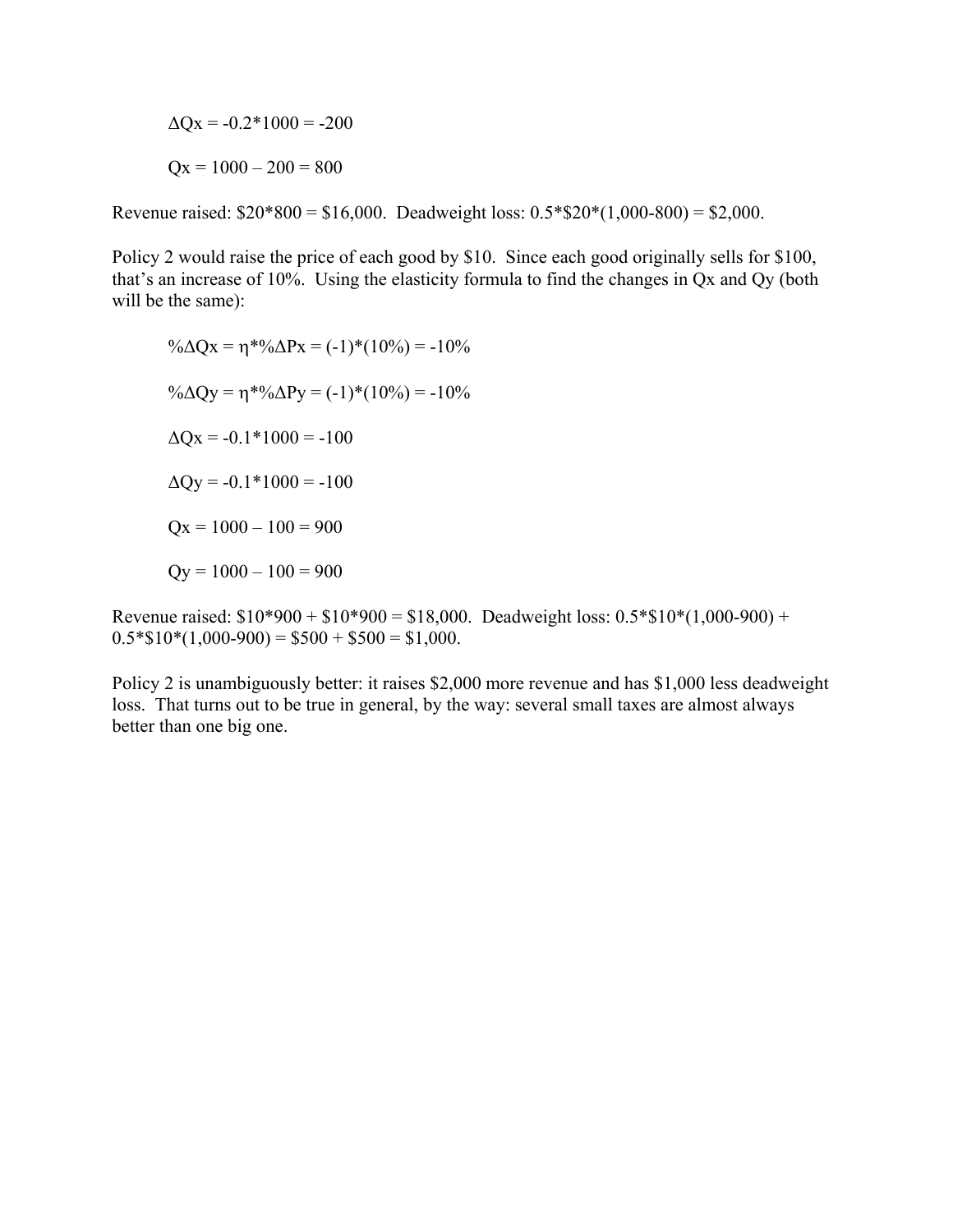$\Delta Qx = -0.2*1000 = -200$

$Qx = 1000 – 200 = 800$

Revenue raised: \$20*800 = \$16,000. Deadweight loss: 0.5*\$20*(1,000-800) = \$2,000.

Policy 2 would raise the price of each good by \$10. Since each good originally sells for \$100, that's an increase of 10%. Using the elasticity formula to find the changes in Qx and Qy (both will be the same):

$\%\Delta Qx = \eta*\%\Delta Px = (-1)*(10\%) = -10\%$

$\%\Delta Qy = \eta*\%\Delta Py = (-1)*(10\%) = -10\%$

$\Delta Qx = -0.1*1000 = -100$

$\Delta Qy = -0.1*1000 = -100$

$Qx = 1000 – 100 = 900$

$Qy = 1000 – 100 = 900$

Revenue raised: \$10*900 + \$10*900 = \$18,000. Deadweight loss: 0.5*\$10*(1,000-900) + 0.5*\$10*(1,000-900) = \$500 + \$500 = \$1,000.

Policy 2 is unambiguously better: it raises \$2,000 more revenue and has \$1,000 less deadweight loss. That turns out to be true in general, by the way: several small taxes are almost always better than one big one.